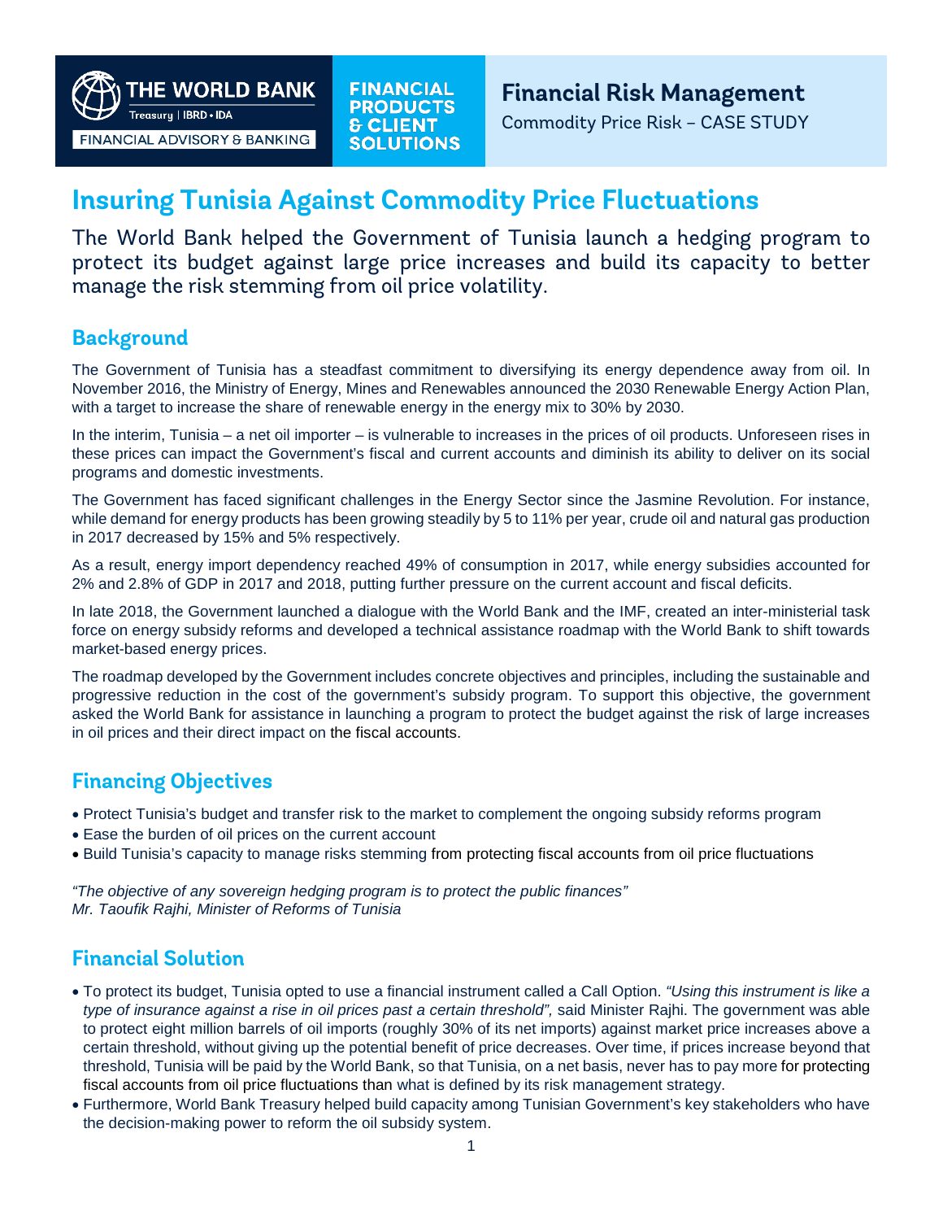THE WORLD BANK
Treasury | IBRD • IDA
FINANCIAL ADVISORY & BANKING

FINANCIAL PRODUCTS & CLIENT SOLUTIONS

**Financial Risk Management**
Commodity Price Risk – CASE STUDY

# Insuring Tunisia Against Commodity Price Fluctuations

The World Bank helped the Government of Tunisia launch a hedging program to protect its budget against large price increases and build its capacity to better manage the risk stemming from oil price volatility.

## Background

The Government of Tunisia has a steadfast commitment to diversifying its energy dependence away from oil. In November 2016, the Ministry of Energy, Mines and Renewables announced the 2030 Renewable Energy Action Plan, with a target to increase the share of renewable energy in the energy mix to 30% by 2030.

In the interim, Tunisia – a net oil importer – is vulnerable to increases in the prices of oil products. Unforeseen rises in these prices can impact the Government's fiscal and current accounts and diminish its ability to deliver on its social programs and domestic investments.

The Government has faced significant challenges in the Energy Sector since the Jasmine Revolution. For instance, while demand for energy products has been growing steadily by 5 to 11% per year, crude oil and natural gas production in 2017 decreased by 15% and 5% respectively.

As a result, energy import dependency reached 49% of consumption in 2017, while energy subsidies accounted for 2% and 2.8% of GDP in 2017 and 2018, putting further pressure on the current account and fiscal deficits.

In late 2018, the Government launched a dialogue with the World Bank and the IMF, created an inter-ministerial task force on energy subsidy reforms and developed a technical assistance roadmap with the World Bank to shift towards market-based energy prices.

The roadmap developed by the Government includes concrete objectives and principles, including the sustainable and progressive reduction in the cost of the government's subsidy program. To support this objective, the government asked the World Bank for assistance in launching a program to protect the budget against the risk of large increases in oil prices and their direct impact on the fiscal accounts.

## Financing Objectives

- Protect Tunisia's budget and transfer risk to the market to complement the ongoing subsidy reforms program
- Ease the burden of oil prices on the current account
- Build Tunisia's capacity to manage risks stemming from protecting fiscal accounts from oil price fluctuations

*"The objective of any sovereign hedging program is to protect the public finances"*
*Mr. Taoufik Rajhi, Minister of Reforms of Tunisia*

## Financial Solution

- To protect its budget, Tunisia opted to use a financial instrument called a Call Option. *"Using this instrument is like a type of insurance against a rise in oil prices past a certain threshold",* said Minister Rajhi. The government was able to protect eight million barrels of oil imports (roughly 30% of its net imports) against market price increases above a certain threshold, without giving up the potential benefit of price decreases. Over time, if prices increase beyond that threshold, Tunisia will be paid by the World Bank, so that Tunisia, on a net basis, never has to pay more for protecting fiscal accounts from oil price fluctuations than what is defined by its risk management strategy.
- Furthermore, World Bank Treasury helped build capacity among Tunisian Government's key stakeholders who have the decision-making power to reform the oil subsidy system.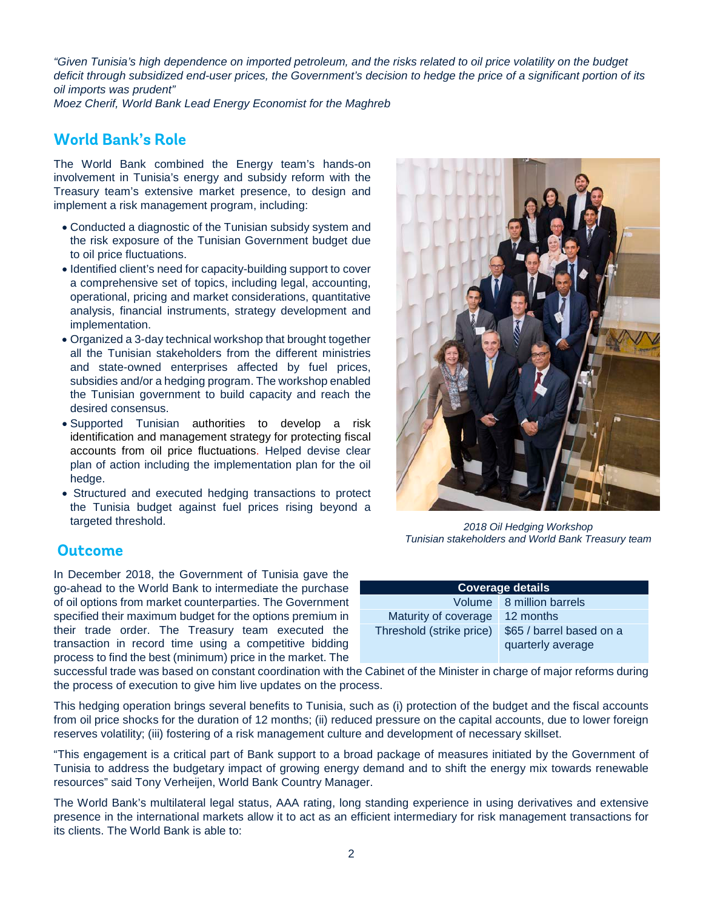*"Given Tunisia's high dependence on imported petroleum, and the risks related to oil price volatility on the budget deficit through subsidized end-user prices, the Government's decision to hedge the price of a significant portion of its oil imports was prudent"*
*Moez Cherif, World Bank Lead Energy Economist for the Maghreb*

## World Bank's Role

The World Bank combined the Energy team's hands-on involvement in Tunisia's energy and subsidy reform with the Treasury team's extensive market presence, to design and implement a risk management program, including:

- Conducted a diagnostic of the Tunisian subsidy system and the risk exposure of the Tunisian Government budget due to oil price fluctuations.
- Identified client's need for capacity-building support to cover a comprehensive set of topics, including legal, accounting, operational, pricing and market considerations, quantitative analysis, financial instruments, strategy development and implementation.
- Organized a 3-day technical workshop that brought together all the Tunisian stakeholders from the different ministries and state-owned enterprises affected by fuel prices, subsidies and/or a hedging program. The workshop enabled the Tunisian government to build capacity and reach the desired consensus.
- Supported Tunisian authorities to develop a risk identification and management strategy for protecting fiscal accounts from oil price fluctuations. Helped devise clear plan of action including the implementation plan for the oil hedge.
- Structured and executed hedging transactions to protect the Tunisia budget against fuel prices rising beyond a targeted threshold.

*2018 Oil Hedging Workshop*
*Tunisian stakeholders and World Bank Treasury team*

## Outcome

In December 2018, the Government of Tunisia gave the go-ahead to the World Bank to intermediate the purchase of oil options from market counterparties. The Government specified their maximum budget for the options premium in their trade order. The Treasury team executed the transaction in record time using a competitive bidding process to find the best (minimum) price in the market. The successful trade was based on constant coordination with the Cabinet of the Minister in charge of major reforms during the process of execution to give him live updates on the process.

| Coverage details | |
|---|---|
| Volume | 8 million barrels |
| Maturity of coverage | 12 months |
| Threshold (strike price) | $65 / barrel based on a quarterly average |

This hedging operation brings several benefits to Tunisia, such as (i) protection of the budget and the fiscal accounts from oil price shocks for the duration of 12 months; (ii) reduced pressure on the capital accounts, due to lower foreign reserves volatility; (iii) fostering of a risk management culture and development of necessary skillset.

"This engagement is a critical part of Bank support to a broad package of measures initiated by the Government of Tunisia to address the budgetary impact of growing energy demand and to shift the energy mix towards renewable resources" said Tony Verheijen, World Bank Country Manager.

The World Bank's multilateral legal status, AAA rating, long standing experience in using derivatives and extensive presence in the international markets allow it to act as an efficient intermediary for risk management transactions for its clients. The World Bank is able to: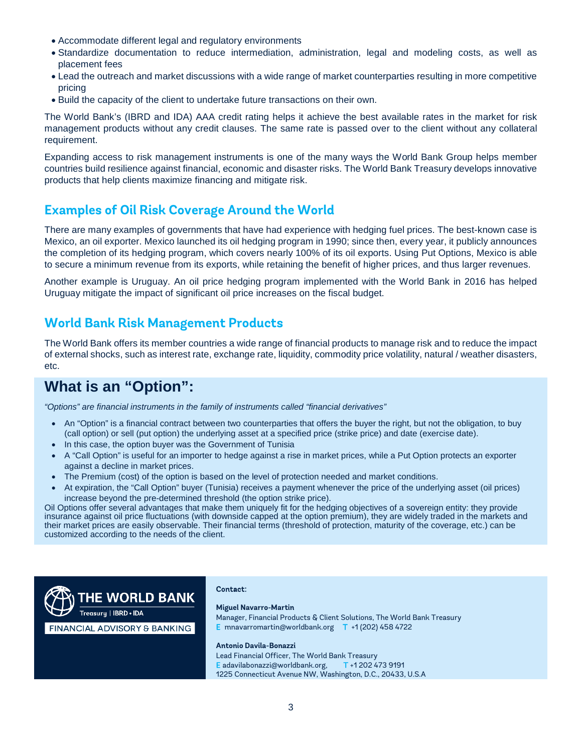- Accommodate different legal and regulatory environments
- Standardize documentation to reduce intermediation, administration, legal and modeling costs, as well as placement fees
- Lead the outreach and market discussions with a wide range of market counterparties resulting in more competitive pricing
- Build the capacity of the client to undertake future transactions on their own.

The World Bank's (IBRD and IDA) AAA credit rating helps it achieve the best available rates in the market for risk management products without any credit clauses. The same rate is passed over to the client without any collateral requirement.

Expanding access to risk management instruments is one of the many ways the World Bank Group helps member countries build resilience against financial, economic and disaster risks. The World Bank Treasury develops innovative products that help clients maximize financing and mitigate risk.

## Examples of Oil Risk Coverage Around the World

There are many examples of governments that have had experience with hedging fuel prices. The best-known case is Mexico, an oil exporter. Mexico launched its oil hedging program in 1990; since then, every year, it publicly announces the completion of its hedging program, which covers nearly 100% of its oil exports. Using Put Options, Mexico is able to secure a minimum revenue from its exports, while retaining the benefit of higher prices, and thus larger revenues.

Another example is Uruguay. An oil price hedging program implemented with the World Bank in 2016 has helped Uruguay mitigate the impact of significant oil price increases on the fiscal budget.

## World Bank Risk Management Products

The World Bank offers its member countries a wide range of financial products to manage risk and to reduce the impact of external shocks, such as interest rate, exchange rate, liquidity, commodity price volatility, natural / weather disasters, etc.

## What is an "Option":

*"Options" are financial instruments in the family of instruments called "financial derivatives"*

- An "Option" is a financial contract between two counterparties that offers the buyer the right, but not the obligation, to buy (call option) or sell (put option) the underlying asset at a specified price (strike price) and date (exercise date).
- In this case, the option buyer was the Government of Tunisia
- A "Call Option" is useful for an importer to hedge against a rise in market prices, while a Put Option protects an exporter against a decline in market prices.
- The Premium (cost) of the option is based on the level of protection needed and market conditions.
- At expiration, the "Call Option" buyer (Tunisia) receives a payment whenever the price of the underlying asset (oil prices) increase beyond the pre-determined threshold (the option strike price).

Oil Options offer several advantages that make them uniquely fit for the hedging objectives of a sovereign entity: they provide insurance against oil price fluctuations (with downside capped at the option premium), they are widely traded in the markets and their market prices are easily observable. Their financial terms (threshold of protection, maturity of the coverage, etc.) can be customized according to the needs of the client.

THE WORLD BANK
Treasury | IBRD • IDA
FINANCIAL ADVISORY & BANKING

**Contact:**

**Miguel Navarro-Martin**
Manager, Financial Products & Client Solutions, The World Bank Treasury
E mnavarromartin@worldbank.org T +1 (202) 458 4722

**Antonio Davila-Bonazzi**
Lead Financial Officer, The World Bank Treasury
E adavilabonazzi@worldbank.org, T +1 202 473 9191
1225 Connecticut Avenue NW, Washington, D.C., 20433, U.S.A